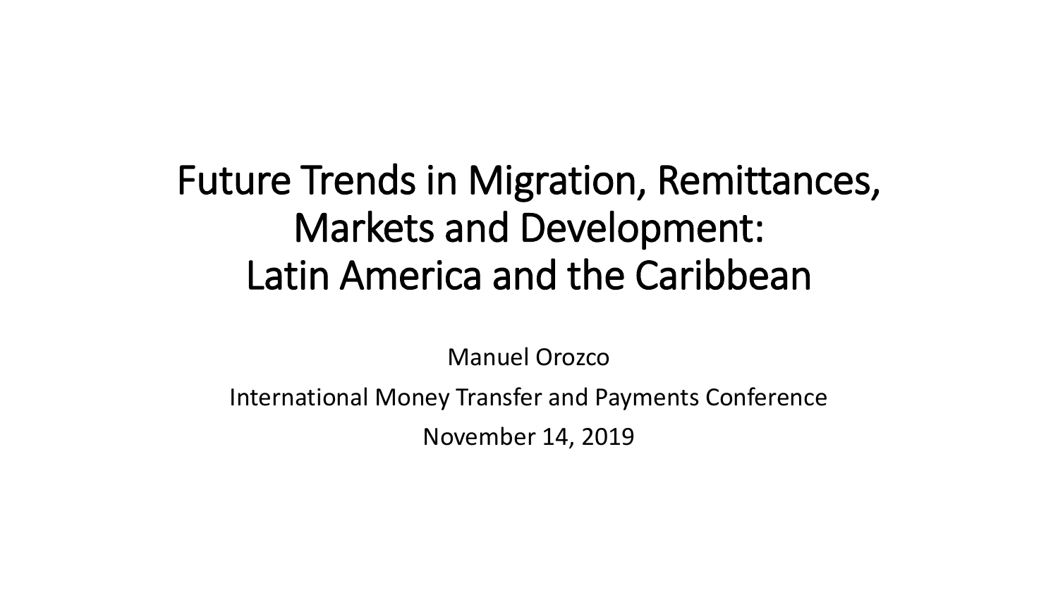# Future Trends in Migration, Remittances, Markets and Development: Latin America and the Caribbean

Manuel Orozco

International Money Transfer and Payments Conference

November 14, 2019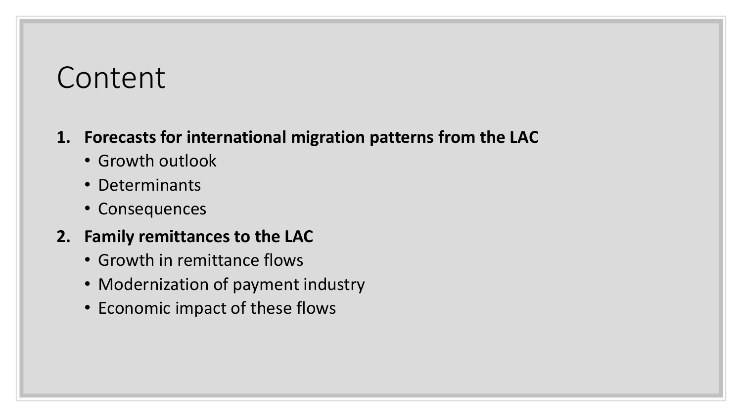# Content

1. **Forecasts for international migration patterns from the LAC**
   - Growth outlook
   - Determinants
   - Consequences
2. **Family remittances to the LAC**
   - Growth in remittance flows
   - Modernization of payment industry
   - Economic impact of these flows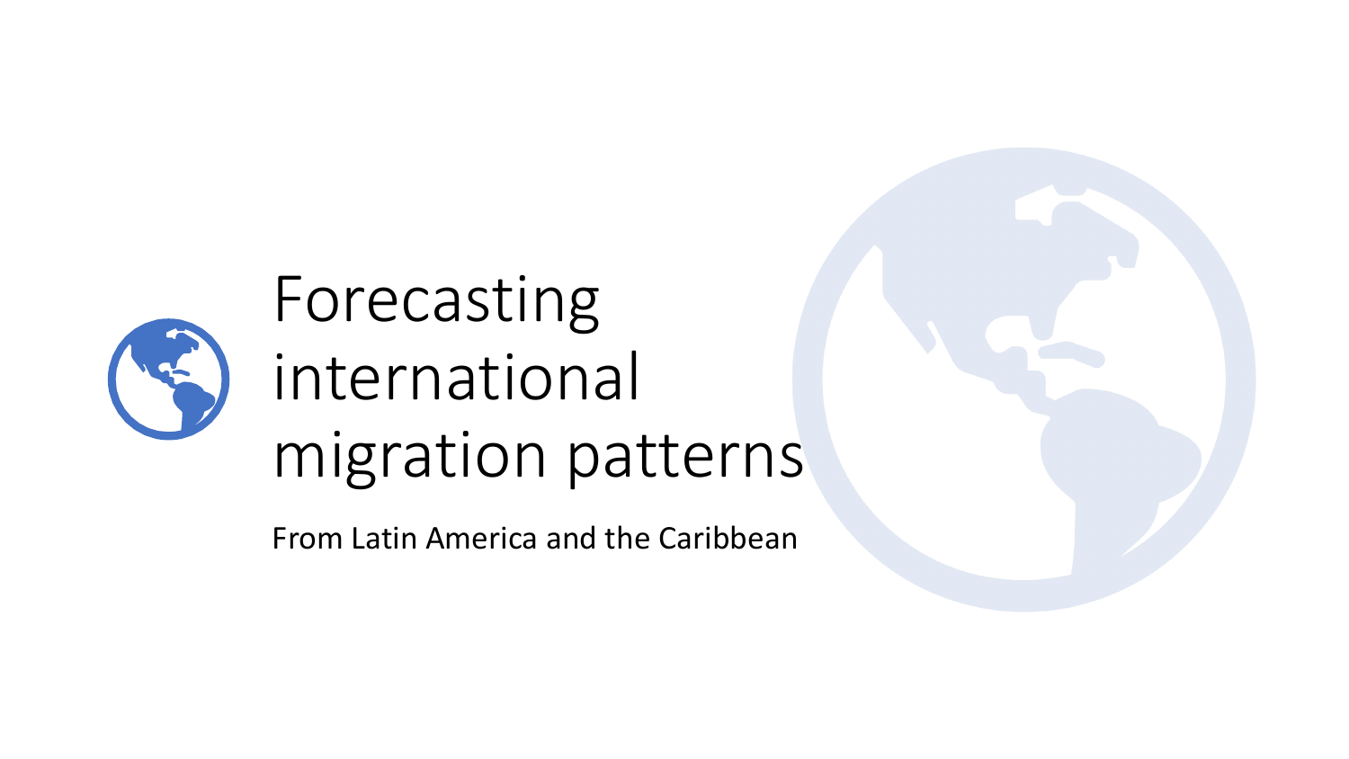# Forecasting international migration patterns

From Latin America and the Caribbean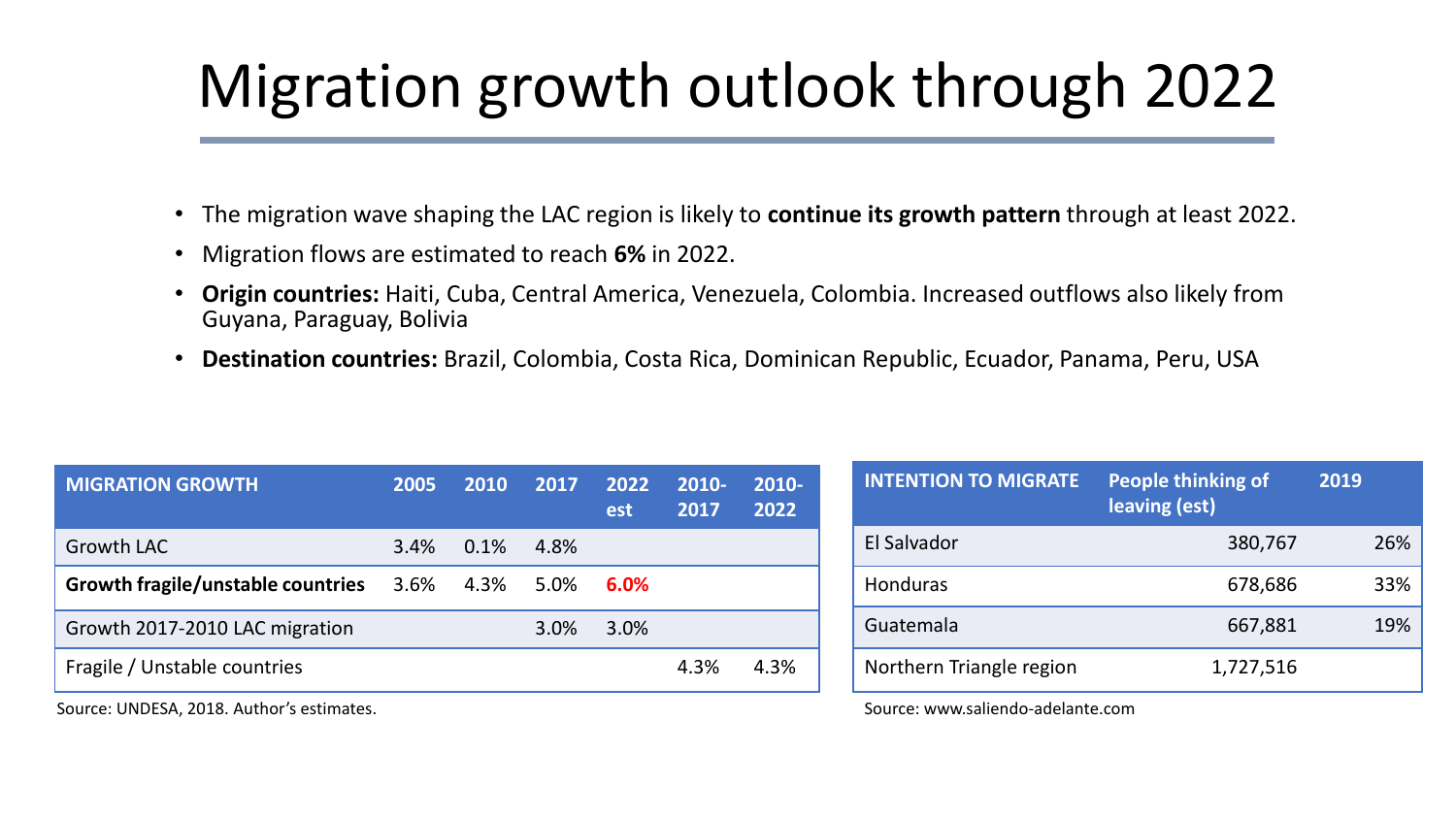# Migration growth outlook through 2022

- The migration wave shaping the LAC region is likely to **continue its growth pattern** through at least 2022.
- Migration flows are estimated to reach **6%** in 2022.
- **Origin countries:** Haiti, Cuba, Central America, Venezuela, Colombia. Increased outflows also likely from Guyana, Paraguay, Bolivia
- **Destination countries:** Brazil, Colombia, Costa Rica, Dominican Republic, Ecuador, Panama, Peru, USA

| MIGRATION GROWTH | 2005 | 2010 | 2017 | 2022 est | 2010-2017 | 2010-2022 |
|---|---|---|---|---|---|---|
| Growth LAC | 3.4% | 0.1% | 4.8% | | | |
| **Growth fragile/unstable countries** | 3.6% | 4.3% | 5.0% | **6.0%** | | |
| Growth 2017-2010 LAC migration | | | 3.0% | 3.0% | | |
| Fragile / Unstable countries | | | | | 4.3% | 4.3% |

Source: UNDESA, 2018. Author's estimates.

| INTENTION TO MIGRATE | People thinking of leaving (est) | 2019 |
|---|---|---|
| El Salvador | 380,767 | 26% |
| Honduras | 678,686 | 33% |
| Guatemala | 667,881 | 19% |
| Northern Triangle region | 1,727,516 | |

Source: www.saliendo-adelante.com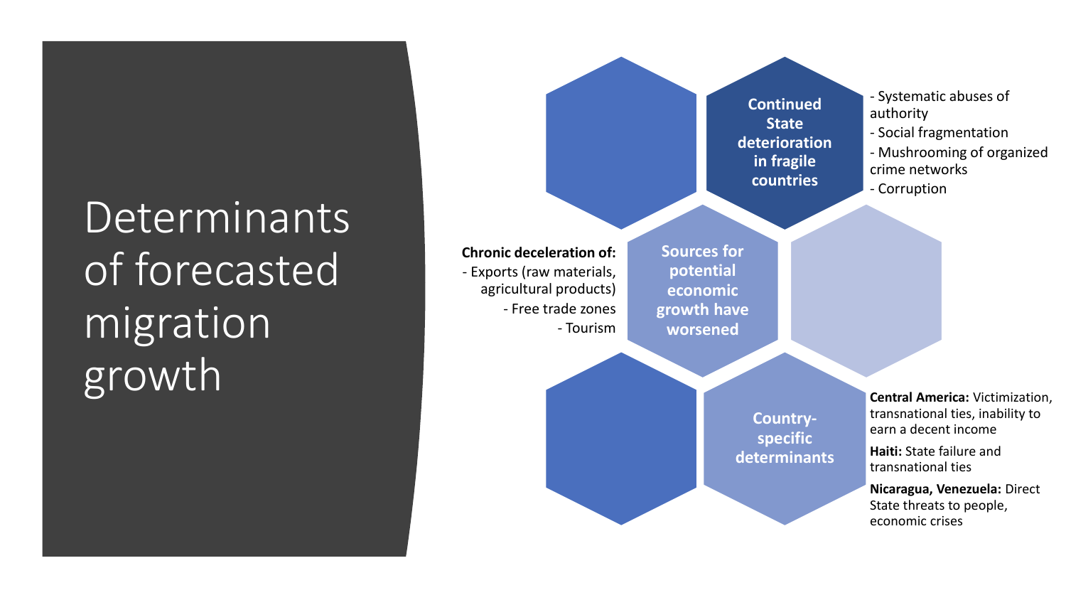# Determinants of forecasted migration growth

## Continued State deterioration in fragile countries

- Systematic abuses of authority
- Social fragmentation
- Mushrooming of organized crime networks
- Corruption

## Sources for potential economic growth have worsened

**Chronic deceleration of:**

- Exports (raw materials, agricultural products)
- Free trade zones
- Tourism

## Country-specific determinants

**Central America:** Victimization, transnational ties, inability to earn a decent income

**Haiti:** State failure and transnational ties

**Nicaragua, Venezuela:** Direct State threats to people, economic crises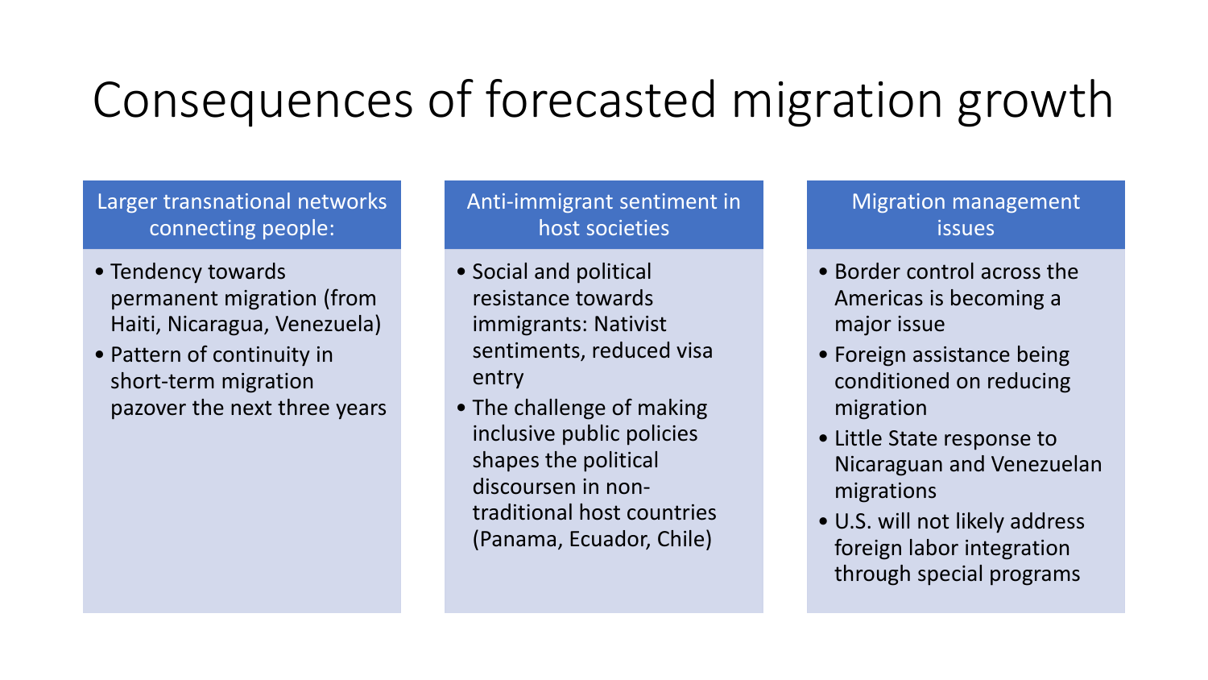# Consequences of forecasted migration growth

## Larger transnational networks connecting people:

- Tendency towards permanent migration (from Haiti, Nicaragua, Venezuela)
- Pattern of continuity in short-term migration pazover the next three years

## Anti-immigrant sentiment in host societies

- Social and political resistance towards immigrants: Nativist sentiments, reduced visa entry
- The challenge of making inclusive public policies shapes the political discoursen in non-traditional host countries (Panama, Ecuador, Chile)

## Migration management issues

- Border control across the Americas is becoming a major issue
- Foreign assistance being conditioned on reducing migration
- Little State response to Nicaraguan and Venezuelan migrations
- U.S. will not likely address foreign labor integration through special programs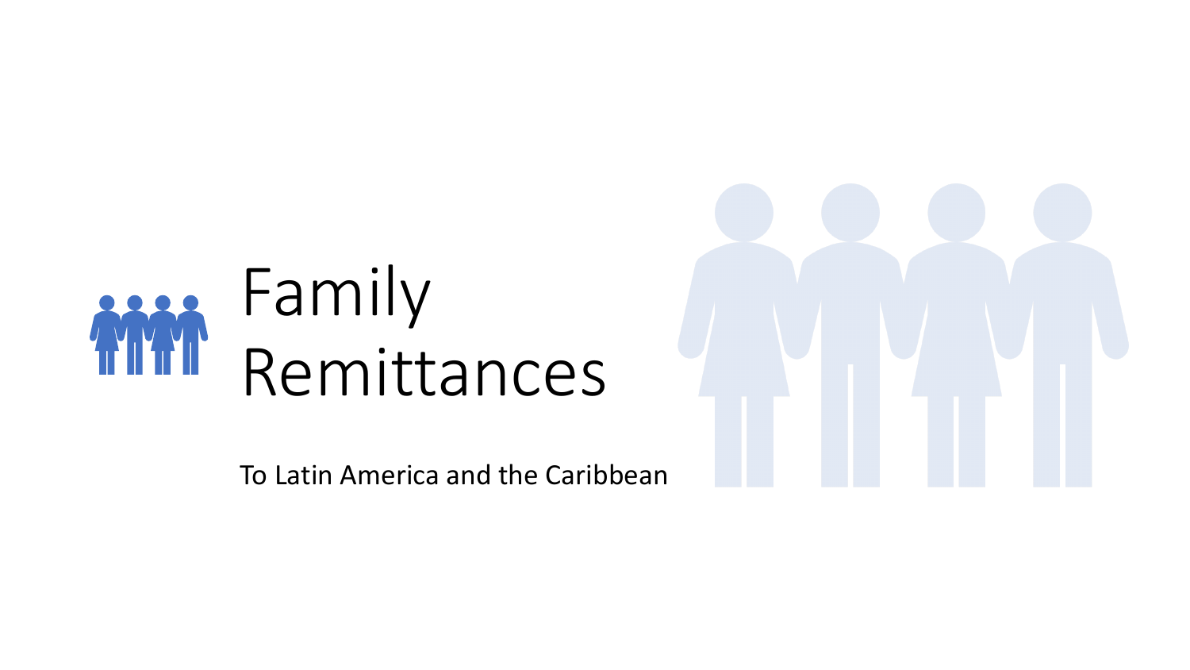# Family Remittances

To Latin America and the Caribbean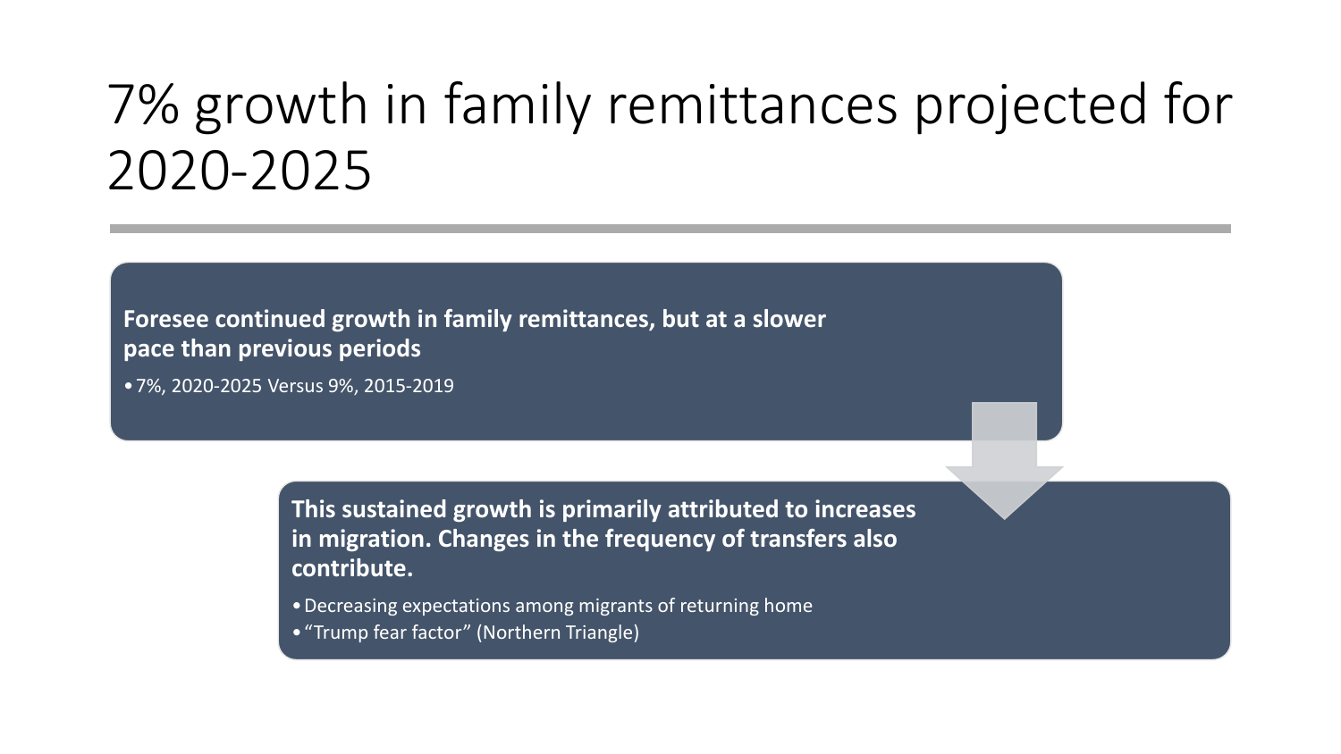# 7% growth in family remittances projected for 2020-2025

**Foresee continued growth in family remittances, but at a slower pace than previous periods**

- 7%, 2020-2025 Versus 9%, 2015-2019

**This sustained growth is primarily attributed to increases in migration. Changes in the frequency of transfers also contribute.**

- Decreasing expectations among migrants of returning home
- “Trump fear factor” (Northern Triangle)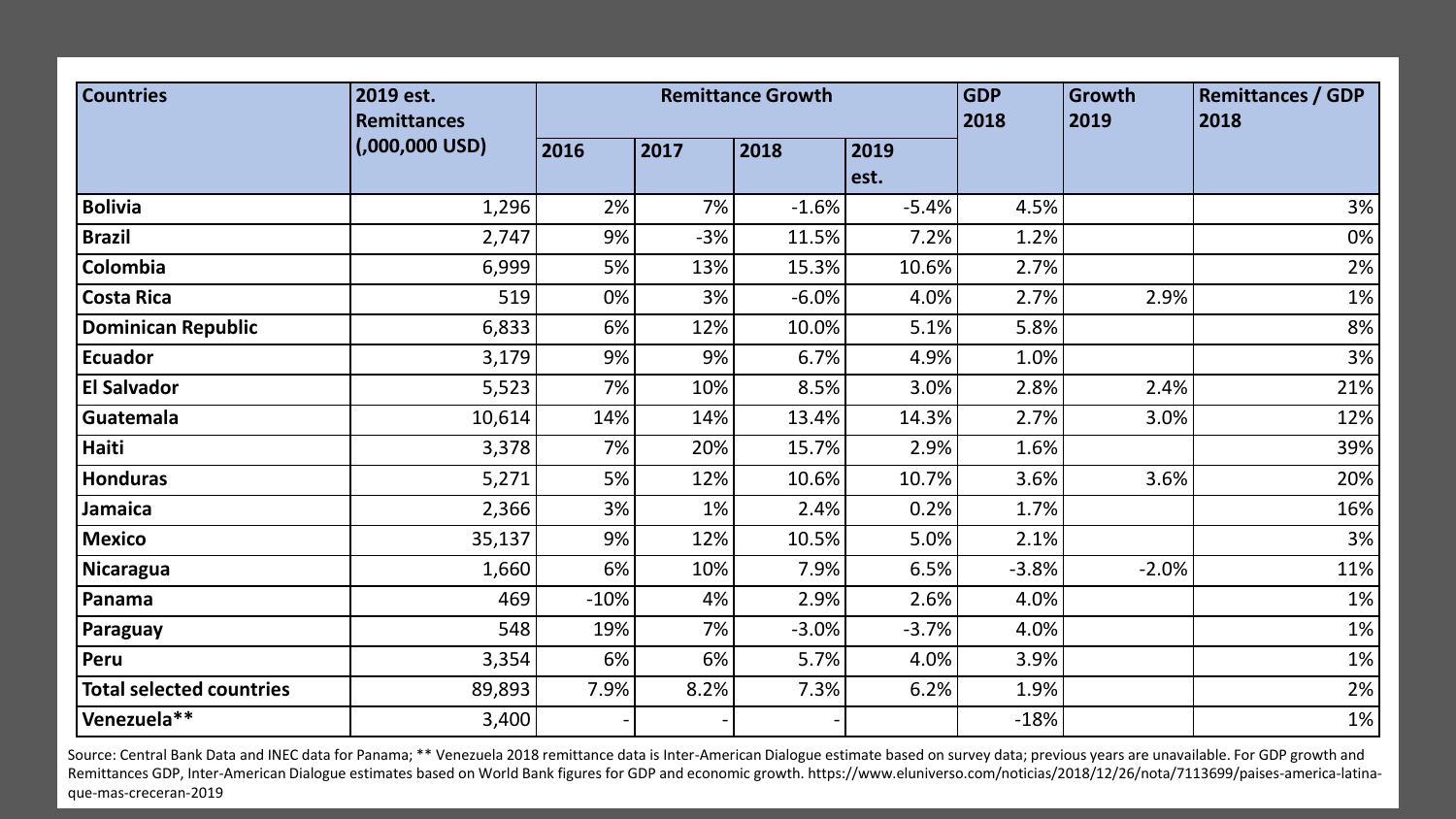| Countries | 2019 est. Remittances (,000,000 USD) | Remittance Growth | | | | GDP 2018 | Growth 2019 | Remittances / GDP 2018 |
|---|---|---|---|---|---|---|---|---|
| | | 2016 | 2017 | 2018 | 2019 est. | | | |
| **Bolivia** | 1,296 | 2% | 7% | -1.6% | -5.4% | 4.5% | | 3% |
| **Brazil** | 2,747 | 9% | -3% | 11.5% | 7.2% | 1.2% | | 0% |
| **Colombia** | 6,999 | 5% | 13% | 15.3% | 10.6% | 2.7% | | 2% |
| **Costa Rica** | 519 | 0% | 3% | -6.0% | 4.0% | 2.7% | 2.9% | 1% |
| **Dominican Republic** | 6,833 | 6% | 12% | 10.0% | 5.1% | 5.8% | | 8% |
| **Ecuador** | 3,179 | 9% | 9% | 6.7% | 4.9% | 1.0% | | 3% |
| **El Salvador** | 5,523 | 7% | 10% | 8.5% | 3.0% | 2.8% | 2.4% | 21% |
| **Guatemala** | 10,614 | 14% | 14% | 13.4% | 14.3% | 2.7% | 3.0% | 12% |
| **Haiti** | 3,378 | 7% | 20% | 15.7% | 2.9% | 1.6% | | 39% |
| **Honduras** | 5,271 | 5% | 12% | 10.6% | 10.7% | 3.6% | 3.6% | 20% |
| **Jamaica** | 2,366 | 3% | 1% | 2.4% | 0.2% | 1.7% | | 16% |
| **Mexico** | 35,137 | 9% | 12% | 10.5% | 5.0% | 2.1% | | 3% |
| **Nicaragua** | 1,660 | 6% | 10% | 7.9% | 6.5% | -3.8% | -2.0% | 11% |
| **Panama** | 469 | -10% | 4% | 2.9% | 2.6% | 4.0% | | 1% |
| **Paraguay** | 548 | 19% | 7% | -3.0% | -3.7% | 4.0% | | 1% |
| **Peru** | 3,354 | 6% | 6% | 5.7% | 4.0% | 3.9% | | 1% |
| **Total selected countries** | 89,893 | 7.9% | 8.2% | 7.3% | 6.2% | 1.9% | | 2% |
| **Venezuela\*\*** | 3,400 | - | - | - | | -18% | | 1% |

Source: Central Bank Data and INEC data for Panama; ** Venezuela 2018 remittance data is Inter-American Dialogue estimate based on survey data; previous years are unavailable. For GDP growth and Remittances GDP, Inter-American Dialogue estimates based on World Bank figures for GDP and economic growth. https://www.eluniverso.com/noticias/2018/12/26/nota/7113699/paises-america-latina-que-mas-creceran-2019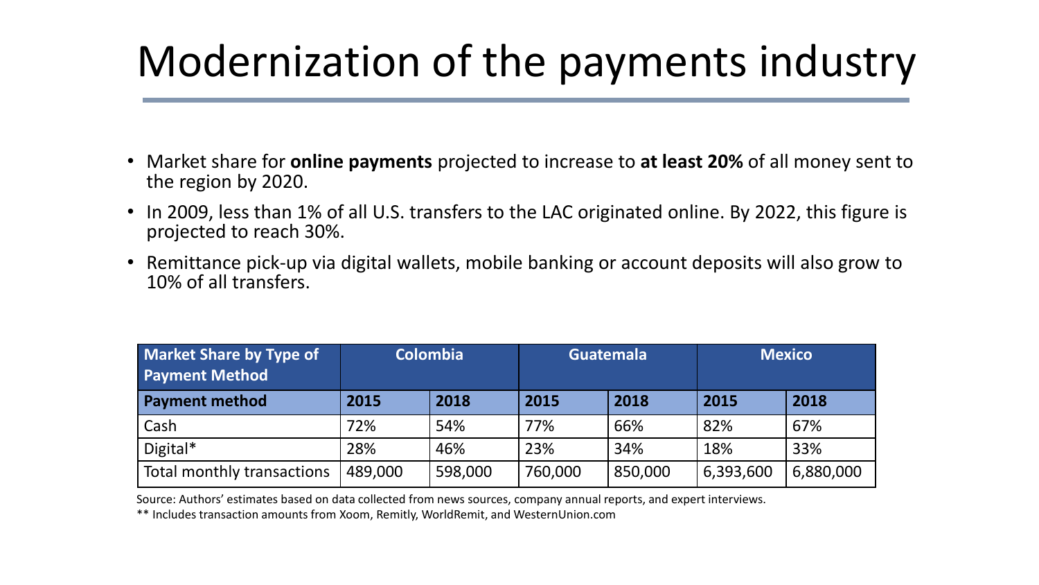# Modernization of the payments industry

- Market share for **online payments** projected to increase to **at least 20%** of all money sent to the region by 2020.
- In 2009, less than 1% of all U.S. transfers to the LAC originated online. By 2022, this figure is projected to reach 30%.
- Remittance pick-up via digital wallets, mobile banking or account deposits will also grow to 10% of all transfers.

| **Market Share by Type of Payment Method** | **Colombia** | | **Guatemala** | | **Mexico** | |
|---|---|---|---|---|---|---|
| **Payment method** | **2015** | **2018** | **2015** | **2018** | **2015** | **2018** |
| Cash | 72% | 54% | 77% | 66% | 82% | 67% |
| Digital* | 28% | 46% | 23% | 34% | 18% | 33% |
| Total monthly transactions | 489,000 | 598,000 | 760,000 | 850,000 | 6,393,600 | 6,880,000 |

Source: Authors' estimates based on data collected from news sources, company annual reports, and expert interviews.

** Includes transaction amounts from Xoom, Remitly, WorldRemit, and WesternUnion.com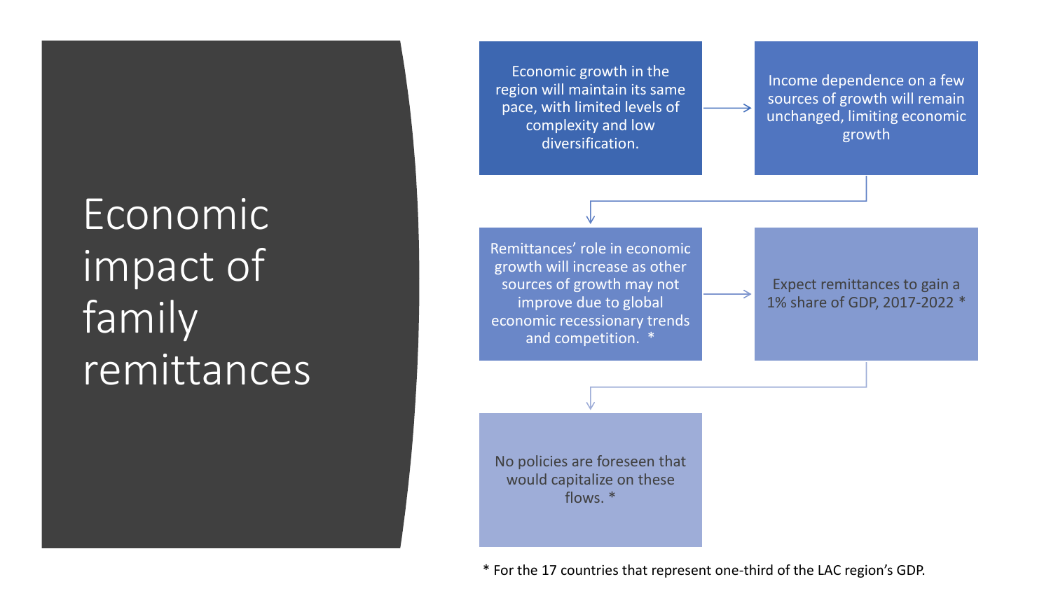# Economic impact of family remittances

- Economic growth in the region will maintain its same pace, with limited levels of complexity and low diversification.
- Income dependence on a few sources of growth will remain unchanged, limiting economic growth
- Remittances' role in economic growth will increase as other sources of growth may not improve due to global economic recessionary trends and competition. *
- Expect remittances to gain a 1% share of GDP, 2017-2022 *
- No policies are foreseen that would capitalize on these flows. *

* For the 17 countries that represent one-third of the LAC region's GDP.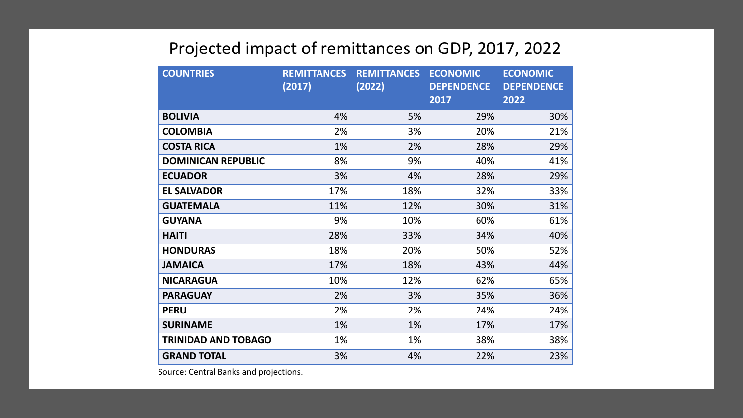# Projected impact of remittances on GDP, 2017, 2022

| COUNTRIES | REMITTANCES (2017) | REMITTANCES (2022) | ECONOMIC DEPENDENCE 2017 | ECONOMIC DEPENDENCE 2022 |
|---|---|---|---|---|
| **BOLIVIA** | 4% | 5% | 29% | 30% |
| **COLOMBIA** | 2% | 3% | 20% | 21% |
| **COSTA RICA** | 1% | 2% | 28% | 29% |
| **DOMINICAN REPUBLIC** | 8% | 9% | 40% | 41% |
| **ECUADOR** | 3% | 4% | 28% | 29% |
| **EL SALVADOR** | 17% | 18% | 32% | 33% |
| **GUATEMALA** | 11% | 12% | 30% | 31% |
| **GUYANA** | 9% | 10% | 60% | 61% |
| **HAITI** | 28% | 33% | 34% | 40% |
| **HONDURAS** | 18% | 20% | 50% | 52% |
| **JAMAICA** | 17% | 18% | 43% | 44% |
| **NICARAGUA** | 10% | 12% | 62% | 65% |
| **PARAGUAY** | 2% | 3% | 35% | 36% |
| **PERU** | 2% | 2% | 24% | 24% |
| **SURINAME** | 1% | 1% | 17% | 17% |
| **TRINIDAD AND TOBAGO** | 1% | 1% | 38% | 38% |
| **GRAND TOTAL** | 3% | 4% | 22% | 23% |

Source: Central Banks and projections.